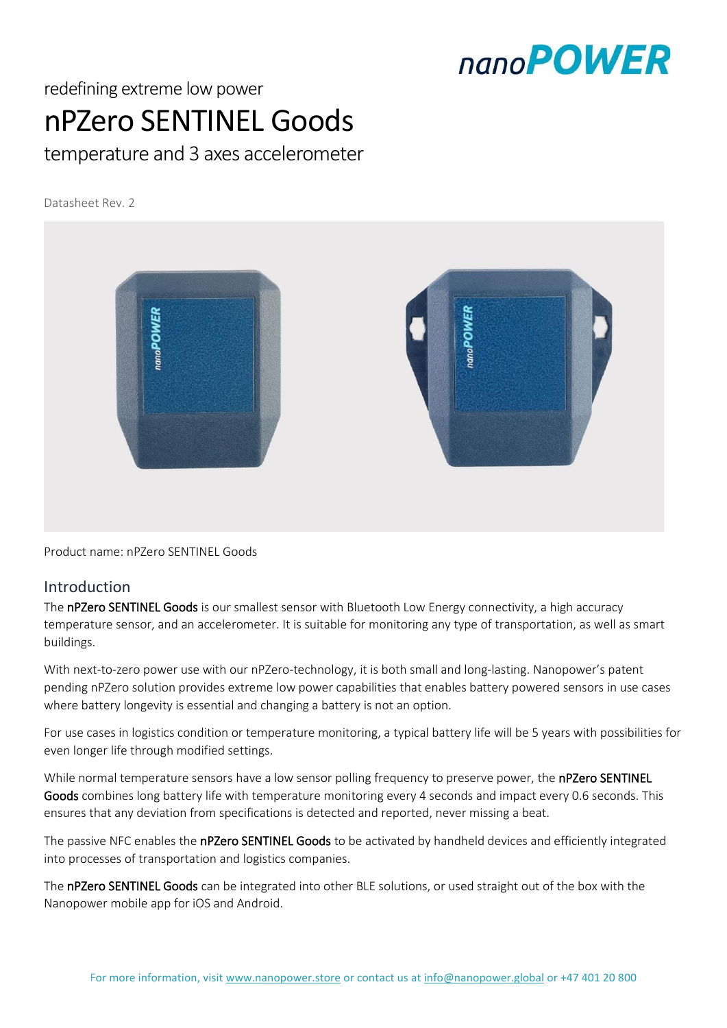redefining extreme low power

# nPZero SENTINEL Goods

temperature and 3 axes accelerometer

Datasheet Rev. 2

Product name: nPZero SENTINEL Goods

## Introduction

The **nPZero SENTINEL Goods** is our smallest sensor with Bluetooth Low Energy connectivity, a high accuracy temperature sensor, and an accelerometer. It is suitable for monitoring any type of transportation, as well as smart buildings.

With next-to-zero power use with our nPZero-technology, it is both small and long-lasting. Nanopower's patent pending nPZero solution provides extreme low power capabilities that enables battery powered sensors in use cases where battery longevity is essential and changing a battery is not an option.

For use cases in logistics condition or temperature monitoring, a typical battery life will be 5 years with possibilities for even longer life through modified settings.

While normal temperature sensors have a low sensor polling frequency to preserve power, the **nPZero SENTINEL Goods** combines long battery life with temperature monitoring every 4 seconds and impact every 0.6 seconds. This ensures that any deviation from specifications is detected and reported, never missing a beat.

The passive NFC enables the **nPZero SENTINEL Goods** to be activated by handheld devices and efficiently integrated into processes of transportation and logistics companies.

The **nPZero SENTINEL Goods** can be integrated into other BLE solutions, or used straight out of the box with the Nanopower mobile app for iOS and Android.

For more information, visit www.nanopower.store or contact us at info@nanopower.global or +47 401 20 800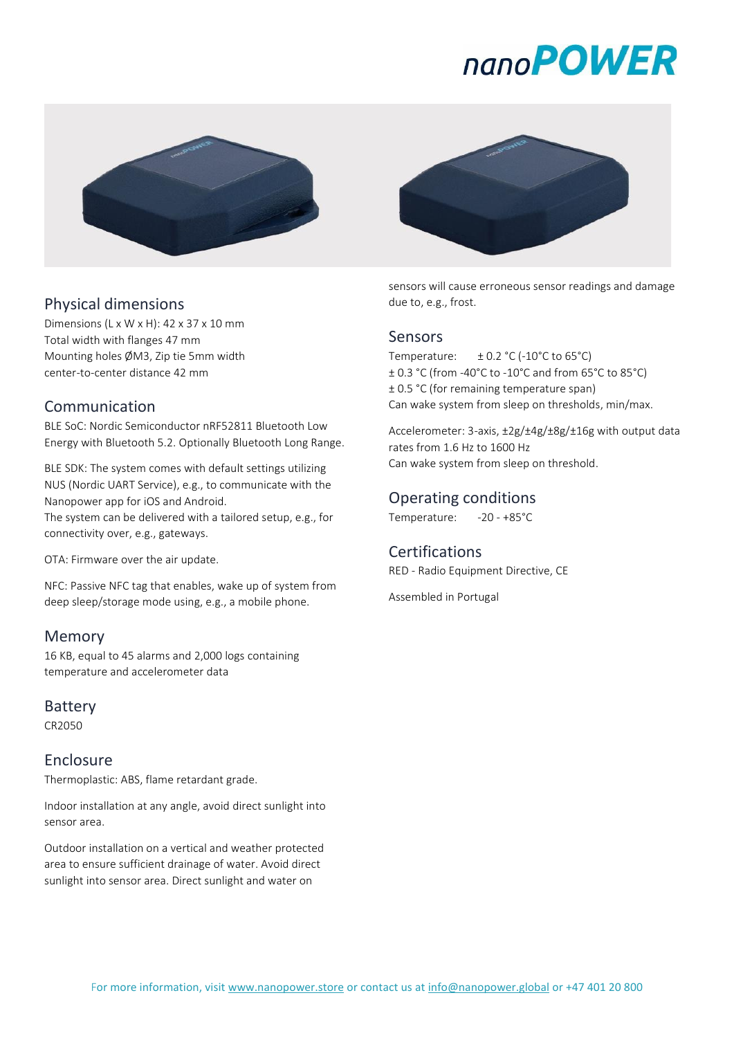## Physical dimensions

Dimensions (L x W x H): 42 x 37 x 10 mm
Total width with flanges 47 mm
Mounting holes ØM3, Zip tie 5mm width
center-to-center distance 42 mm

## Communication

BLE SoC: Nordic Semiconductor nRF52811 Bluetooth Low Energy with Bluetooth 5.2. Optionally Bluetooth Long Range.

BLE SDK: The system comes with default settings utilizing NUS (Nordic UART Service), e.g., to communicate with the Nanopower app for iOS and Android.
The system can be delivered with a tailored setup, e.g., for connectivity over, e.g., gateways.

OTA: Firmware over the air update.

NFC: Passive NFC tag that enables, wake up of system from deep sleep/storage mode using, e.g., a mobile phone.

## Memory

16 KB, equal to 45 alarms and 2,000 logs containing temperature and accelerometer data

## Battery

CR2050

## Enclosure

Thermoplastic: ABS, flame retardant grade.

Indoor installation at any angle, avoid direct sunlight into sensor area.

Outdoor installation on a vertical and weather protected area to ensure sufficient drainage of water. Avoid direct sunlight into sensor area. Direct sunlight and water on sensors will cause erroneous sensor readings and damage due to, e.g., frost.

## Sensors

Temperature: ± 0.2 °C (-10°C to 65°C)
± 0.3 °C (from -40°C to -10°C and from 65°C to 85°C)
± 0.5 °C (for remaining temperature span)
Can wake system from sleep on thresholds, min/max.

Accelerometer: 3-axis, ±2g/±4g/±8g/±16g with output data rates from 1.6 Hz to 1600 Hz
Can wake system from sleep on threshold.

## Operating conditions

Temperature: -20 - +85°C

## Certifications

RED - Radio Equipment Directive, CE

Assembled in Portugal

For more information, visit www.nanopower.store or contact us at info@nanopower.global or +47 401 20 800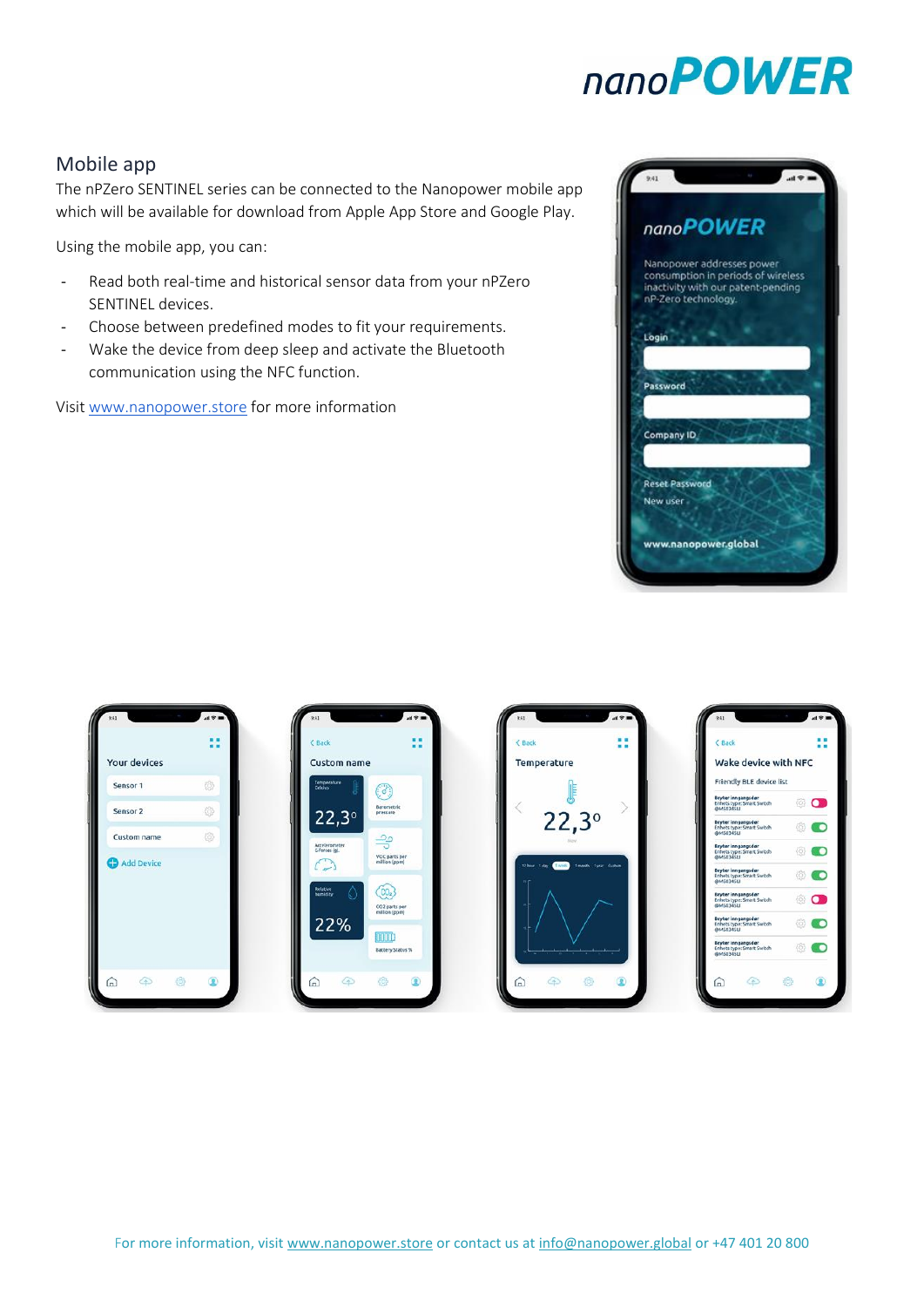## Mobile app

The nPZero SENTINEL series can be connected to the Nanopower mobile app which will be available for download from Apple App Store and Google Play.

Using the mobile app, you can:

- Read both real-time and historical sensor data from your nPZero SENTINEL devices.
- Choose between predefined modes to fit your requirements.
- Wake the device from deep sleep and activate the Bluetooth communication using the NFC function.

Visit [www.nanopower.store](http://www.nanopower.store) for more information

For more information, visit [www.nanopower.store](http://www.nanopower.store) or contact us at [info@nanopower.global](mailto:info@nanopower.global) or +47 401 20 800